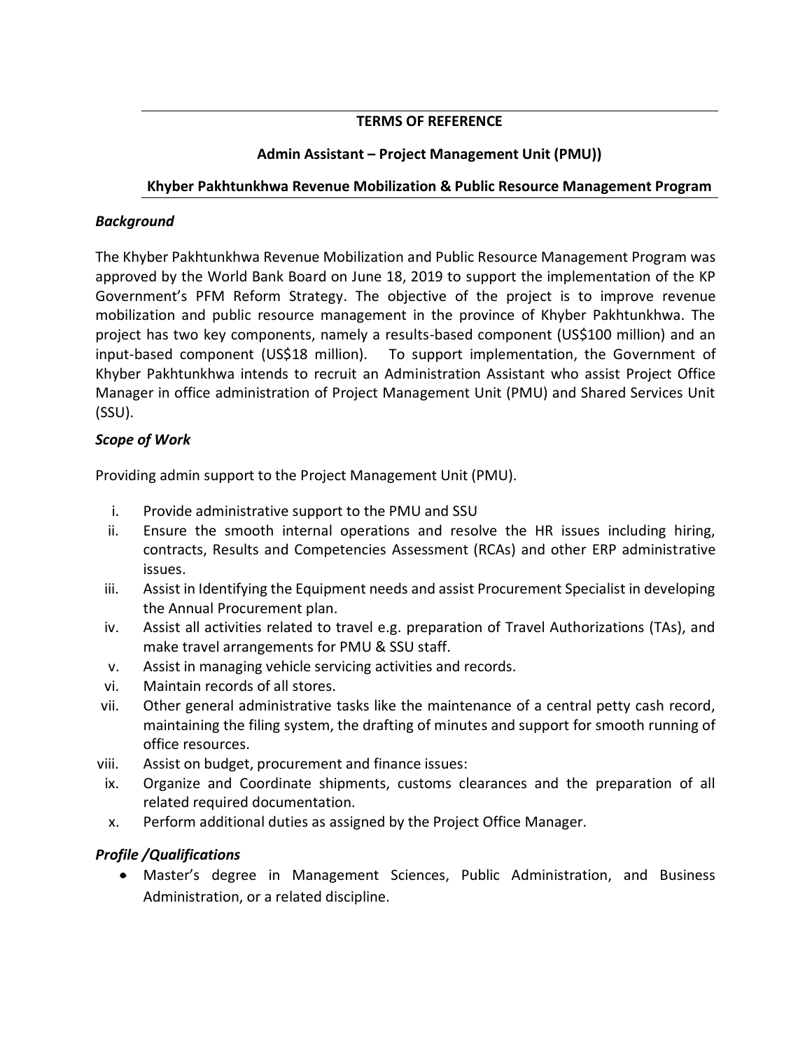**TERMS OF REFERENCE**

**Admin Assistant – Project Management Unit (PMU))**

**Khyber Pakhtunkhwa Revenue Mobilization & Public Resource Management Program**

***Background***

The Khyber Pakhtunkhwa Revenue Mobilization and Public Resource Management Program was approved by the World Bank Board on June 18, 2019 to support the implementation of the KP Government's PFM Reform Strategy. The objective of the project is to improve revenue mobilization and public resource management in the province of Khyber Pakhtunkhwa. The project has two key components, namely a results-based component (US$100 million) and an input-based component (US$18 million). To support implementation, the Government of Khyber Pakhtunkhwa intends to recruit an Administration Assistant who assist Project Office Manager in office administration of Project Management Unit (PMU) and Shared Services Unit (SSU).

***Scope of Work***

Providing admin support to the Project Management Unit (PMU).

i. Provide administrative support to the PMU and SSU
ii. Ensure the smooth internal operations and resolve the HR issues including hiring, contracts, Results and Competencies Assessment (RCAs) and other ERP administrative issues.
iii. Assist in Identifying the Equipment needs and assist Procurement Specialist in developing the Annual Procurement plan.
iv. Assist all activities related to travel e.g. preparation of Travel Authorizations (TAs), and make travel arrangements for PMU & SSU staff.
v. Assist in managing vehicle servicing activities and records.
vi. Maintain records of all stores.
vii. Other general administrative tasks like the maintenance of a central petty cash record, maintaining the filing system, the drafting of minutes and support for smooth running of office resources.
viii. Assist on budget, procurement and finance issues:
ix. Organize and Coordinate shipments, customs clearances and the preparation of all related required documentation.
x. Perform additional duties as assigned by the Project Office Manager.

***Profile /Qualifications***

- Master's degree in Management Sciences, Public Administration, and Business Administration, or a related discipline.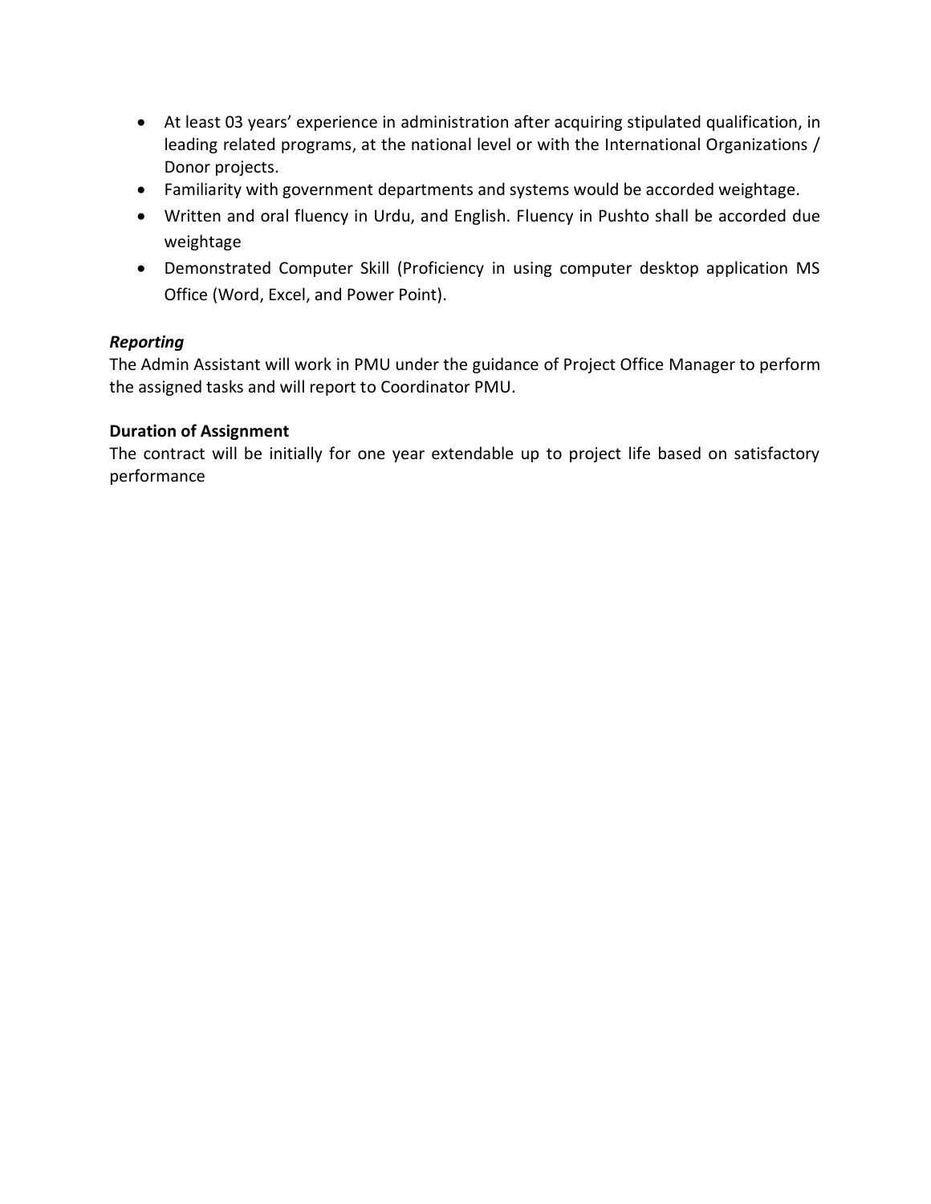- At least 03 years' experience in administration after acquiring stipulated qualification, in leading related programs, at the national level or with the International Organizations / Donor projects.
- Familiarity with government departments and systems would be accorded weightage.
- Written and oral fluency in Urdu, and English. Fluency in Pushto shall be accorded due weightage
- Demonstrated Computer Skill (Proficiency in using computer desktop application MS Office (Word, Excel, and Power Point).

***Reporting***

The Admin Assistant will work in PMU under the guidance of Project Office Manager to perform the assigned tasks and will report to Coordinator PMU.

**Duration of Assignment**

The contract will be initially for one year extendable up to project life based on satisfactory performance